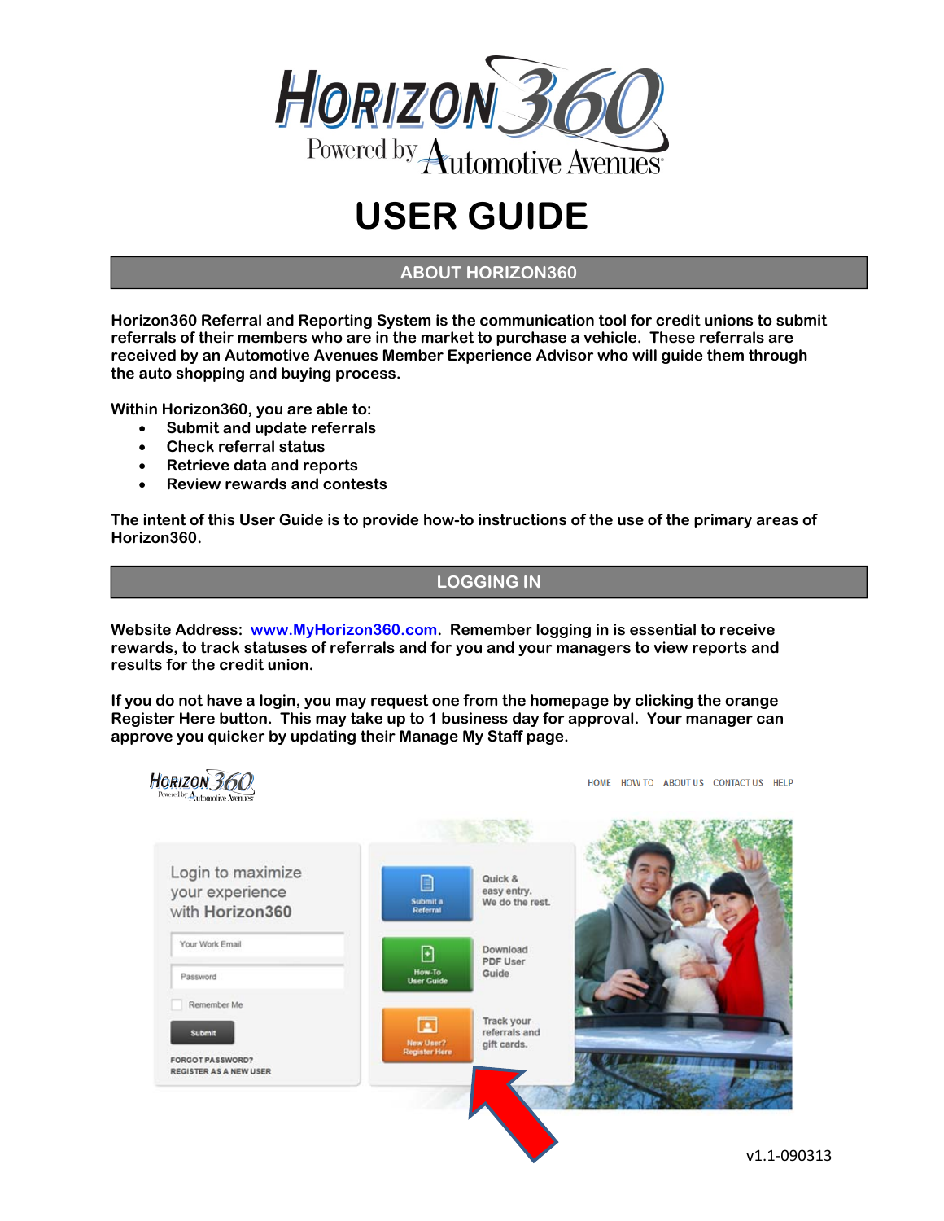# USER GUIDE

## ABOUT HORIZON360

**Horizon360 Referral and Reporting System is the communication tool for credit unions to submit referrals of their members who are in the market to purchase a vehicle. These referrals are received by an Automotive Avenues Member Experience Advisor who will guide them through the auto shopping and buying process.**

**Within Horizon360, you are able to:**

- **Submit and update referrals**
- **Check referral status**
- **Retrieve data and reports**
- **Review rewards and contests**

**The intent of this User Guide is to provide how-to instructions of the use of the primary areas of Horizon360.**

## LOGGING IN

**Website Address: www.MyHorizon360.com. Remember logging in is essential to receive rewards, to track statuses of referrals and for you and your managers to view reports and results for the credit union.**

**If you do not have a login, you may request one from the homepage by clicking the orange Register Here button. This may take up to 1 business day for approval. Your manager can approve you quicker by updating their Manage My Staff page.**

v1.1-090313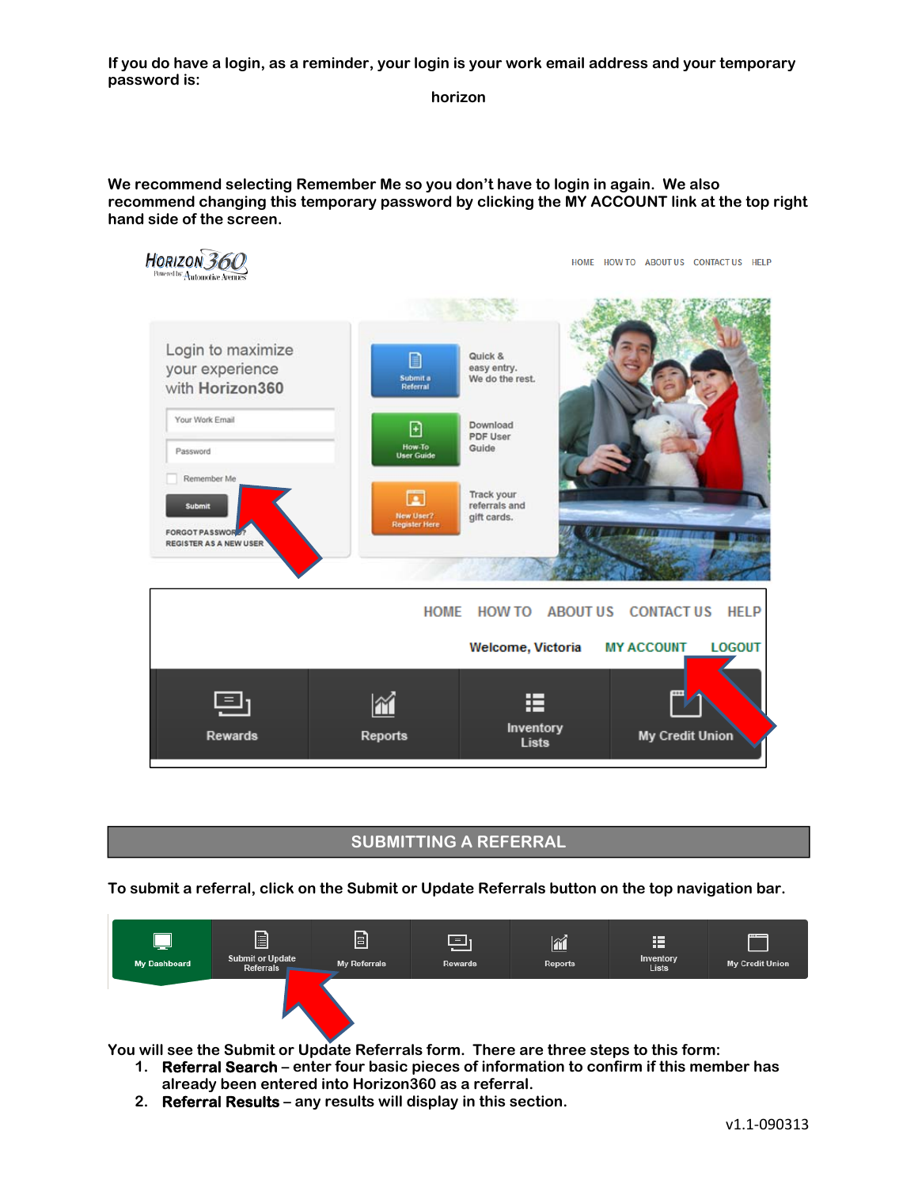**If you do have a login, as a reminder, your login is your work email address and your temporary password is:**

**horizon**

**We recommend selecting Remember Me so you don't have to login in again. We also recommend changing this temporary password by clicking the MY ACCOUNT link at the top right hand side of the screen.**

## SUBMITTING A REFERRAL

**To submit a referral, click on the Submit or Update Referrals button on the top navigation bar.**

**You will see the Submit or Update Referrals form. There are three steps to this form:**

1. **Referral Search** – **enter four basic pieces of information to confirm if this member has already been entered into Horizon360 as a referral.**
2. **Referral Results** – **any results will display in this section.**

v1.1-090313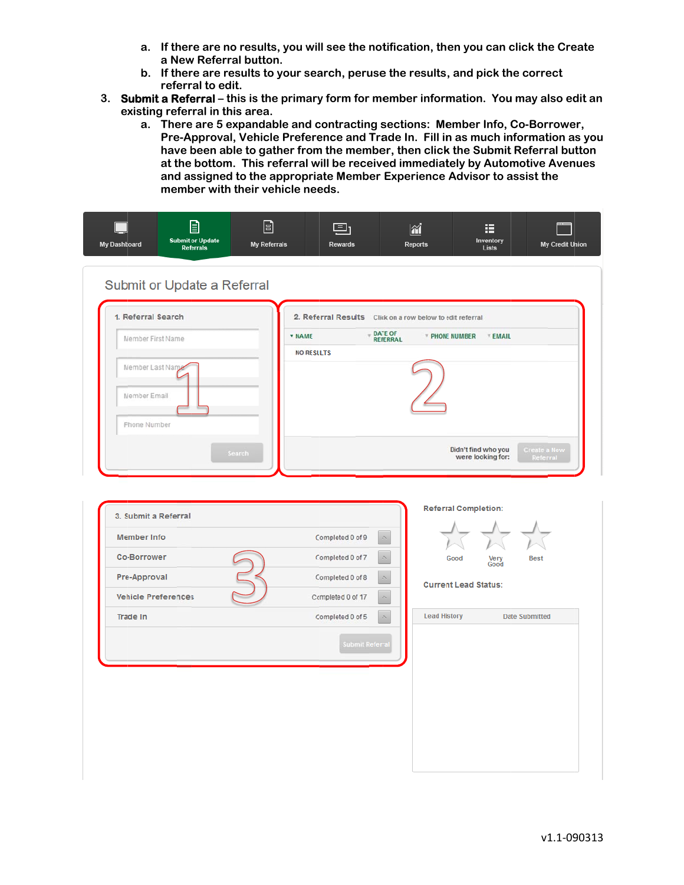a. If there are no results, you will see the notification, then you can click the Create a New Referral button.
   b. If there are results to your search, peruse the results, and pick the correct referral to edit.

3. **Submit a Referral** – this is the primary form for member information. You may also edit an existing referral in this area.
   a. There are 5 expandable and contracting sections: Member Info, Co-Borrower, Pre-Approval, Vehicle Preference and Trade In. Fill in as much information as you have been able to gather from the member, then click the Submit Referral button at the bottom. This referral will be received immediately by Automotive Avenues and assigned to the appropriate Member Experience Advisor to assist the member with their vehicle needs.

My Dashboard | Submit or Update Referrals | My Referrals | Rewards | Reports | Inventory Lists | My Credit Union

## Submit or Update a Referral

**1. Referral Search**

- Member First Name
- Member Last Name
- Member Email
- Phone Number

Search

**2. Referral Results** Click on a row below to edit referral

| NAME | DATE OF REFERRAL | PHONE NUMBER | EMAIL |
|---|---|---|---|
| NO RESULTS | | | |

Didn't find who you were looking for: Create a New Referral

**3. Submit a Referral**

| Section | Status |
|---|---|
| Member Info | Completed 0 of 9 |
| Co-Borrower | Completed 0 of 7 |
| Pre-Approval | Completed 0 of 8 |
| Vehicle Preferences | Completed 0 of 17 |
| Trade In | Completed 0 of 5 |

Submit Referral

**Referral Completion:**

Good | Very Good | Best

**Current Lead Status:**

| Lead History | Date Submitted |
|---|---|

v1.1-090313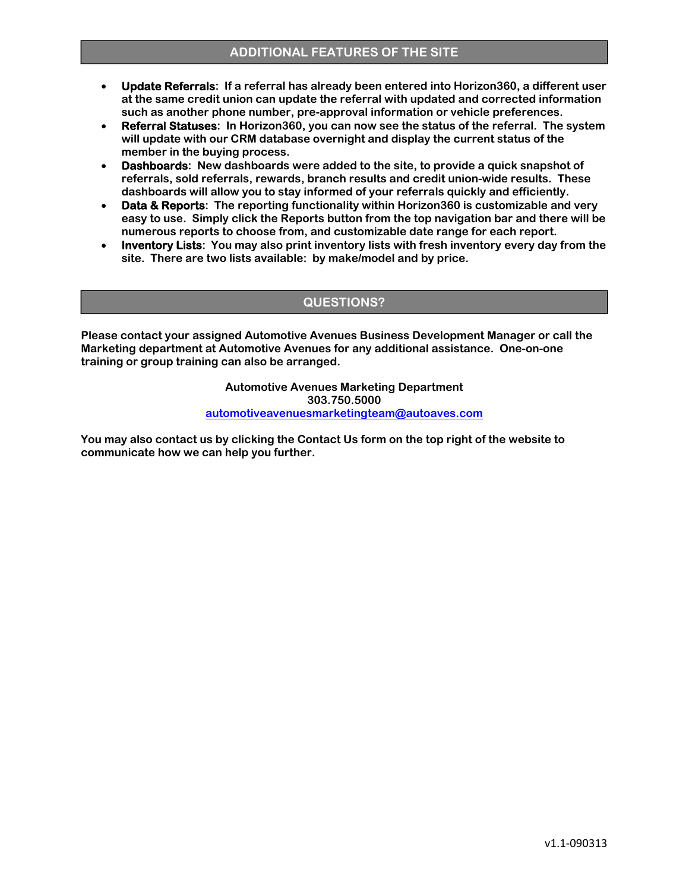## ADDITIONAL FEATURES OF THE SITE

- **Update Referrals**: If a referral has already been entered into Horizon360, a different user at the same credit union can update the referral with updated and corrected information such as another phone number, pre-approval information or vehicle preferences.
- **Referral Statuses**: In Horizon360, you can now see the status of the referral. The system will update with our CRM database overnight and display the current status of the member in the buying process.
- **Dashboards**: New dashboards were added to the site, to provide a quick snapshot of referrals, sold referrals, rewards, branch results and credit union-wide results. These dashboards will allow you to stay informed of your referrals quickly and efficiently.
- **Data & Reports**: The reporting functionality within Horizon360 is customizable and very easy to use. Simply click the Reports button from the top navigation bar and there will be numerous reports to choose from, and customizable date range for each report.
- **Inventory Lists**: You may also print inventory lists with fresh inventory every day from the site. There are two lists available: by make/model and by price.

## QUESTIONS?

**Please contact your assigned Automotive Avenues Business Development Manager or call the Marketing department at Automotive Avenues for any additional assistance. One-on-one training or group training can also be arranged.**

**Automotive Avenues Marketing Department**
**303.750.5000**
**automotiveavenuesmarketingteam@autoaves.com**

**You may also contact us by clicking the Contact Us form on the top right of the website to communicate how we can help you further.**

v1.1-090313